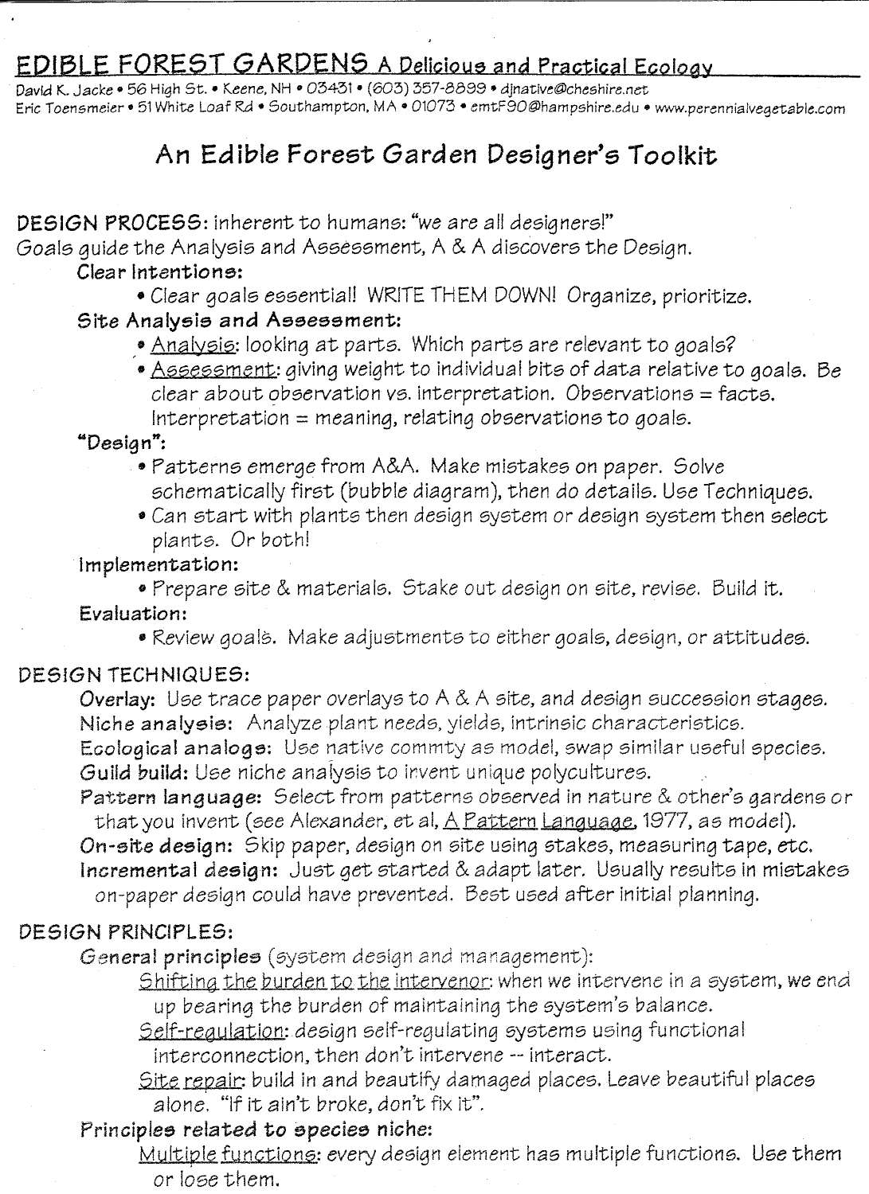# EDIBLE FOREST GARDENS A Delicious and Practical Ecology

David K. Jacke • 56 High St. • Keene, NH • 03431 • (603) 357-8899 • djnative@cheshire.net
Eric Toensmeier • 51 White Loaf Rd • Southampton, MA • 01073 • emtF90@hampshire.edu • www.perennialvegetable.com

## An Edible Forest Garden Designer's Toolkit

**DESIGN PROCESS**: inherent to humans: "we are all designers!"
Goals guide the Analysis and Assessment, A & A discovers the Design.

**Clear Intentions:**

- Clear goals essential! WRITE THEM DOWN! Organize, prioritize.

**Site Analysis and Assessment:**

- Analysis: looking at parts. Which parts are relevant to goals?
- Assessment: giving weight to individual bits of data relative to goals. Be clear about observation vs. interpretation. Observations = facts. Interpretation = meaning, relating observations to goals.

**"Design":**

- Patterns emerge from A&A. Make mistakes on paper. Solve schematically first (bubble diagram), then do details. Use Techniques.
- Can start with plants then design system or design system then select plants. Or both!

**Implementation:**

- Prepare site & materials. Stake out design on site, revise. Build it.

**Evaluation:**

- Review goals. Make adjustments to either goals, design, or attitudes.

**DESIGN TECHNIQUES:**

**Overlay:** Use trace paper overlays to A & A site, and design succession stages.
**Niche analysis:** Analyze plant needs, yields, intrinsic characteristics.
**Ecological analogs:** Use native commty as model, swap similar useful species.
**Guild build:** Use niche analysis to invent unique polycultures.
**Pattern language:** Select from patterns observed in nature & other's gardens or that you invent (see Alexander, et al, A Pattern Language, 1977, as model).
**On-site design:** Skip paper, design on site using stakes, measuring tape, etc.
**Incremental design:** Just get started & adapt later. Usually results in mistakes on-paper design could have prevented. Best used after initial planning.

**DESIGN PRINCIPLES:**

**General principles** (system design and management):

Shifting the burden to the intervenor: when we intervene in a system, we end up bearing the burden of maintaining the system's balance.
Self-regulation: design self-regulating systems using functional interconnection, then don't intervene -- interact.
Site repair: build in and beautify damaged places. Leave beautiful places alone. "If it ain't broke, don't fix it".

**Principles related to species niche:**

Multiple functions: every design element has multiple functions. Use them or lose them.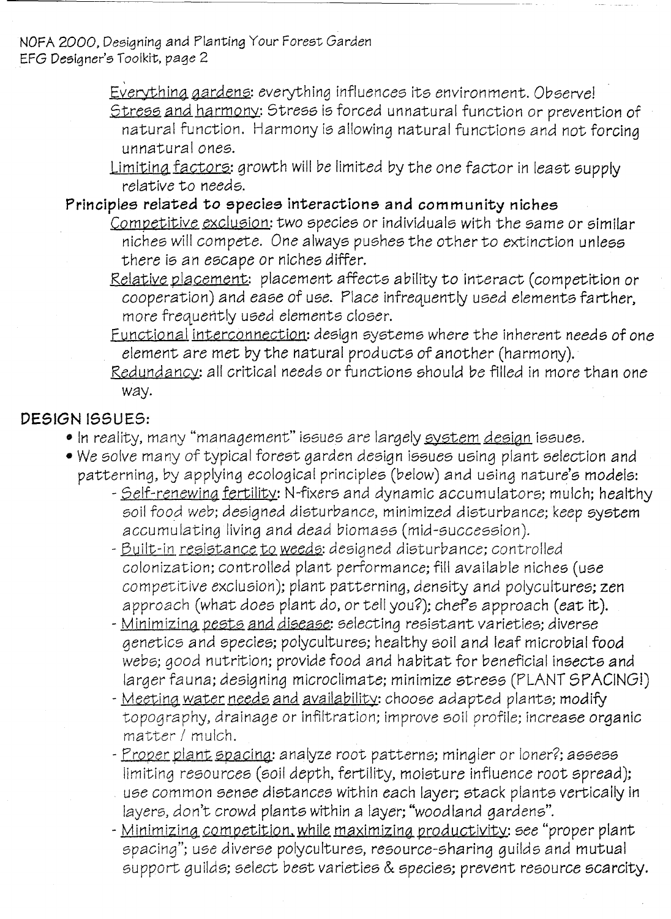Everything gardens: everything influences its environment. Observe!

Stress and harmony: Stress is forced unnatural function or prevention of natural function. Harmony is allowing natural functions and not forcing unnatural ones.

Limiting factors: growth will be limited by the one factor in least supply relative to needs.

**Principles related to species interactions and community niches**

Competitive exclusion: two species or individuals with the same or similar niches will compete. One always pushes the other to extinction unless there is an escape or niches differ.

Relative placement: placement affects ability to interact (competition or cooperation) and ease of use. Place infrequently used elements farther, more frequently used elements closer.

Functional interconnection: design systems where the inherent needs of one element are met by the natural products of another (harmony).

Redundancy: all critical needs or functions should be filled in more than one way.

## DESIGN ISSUES:

- In reality, many "management" issues are largely system design issues.
- We solve many of typical forest garden design issues using plant selection and patterning, by applying ecological principles (below) and using nature's models:
  - Self-renewing fertility: N-fixers and dynamic accumulators; mulch; healthy soil food web; designed disturbance, minimized disturbance; keep system accumulating living and dead biomass (mid-succession).
  - Built-in resistance to weeds: designed disturbance; controlled colonization; controlled plant performance; fill available niches (use competitive exclusion); plant patterning, density and polycultures; zen approach (what does plant do, or tell you?); chef's approach (eat it).
  - Minimizing pests and disease: selecting resistant varieties; diverse genetics and species; polycultures; healthy soil and leaf microbial food webs; good nutrition; provide food and habitat for beneficial insects and larger fauna; designing microclimate; minimize stress (PLANT SPACING!)
  - Meeting water needs and availability: choose adapted plants; modify topography, drainage or infiltration; improve soil profile; increase organic matter / mulch.
  - Proper plant spacing: analyze root patterns; mingler or loner?; assess limiting resources (soil depth, fertility, moisture influence root spread); use common sense distances within each layer; stack plants vertically in layers, don't crowd plants within a layer; "woodland gardens".
  - Minimizing competition, while maximizing productivity: see "proper plant spacing"; use diverse polycultures, resource-sharing guilds and mutual support guilds; select best varieties & species; prevent resource scarcity.